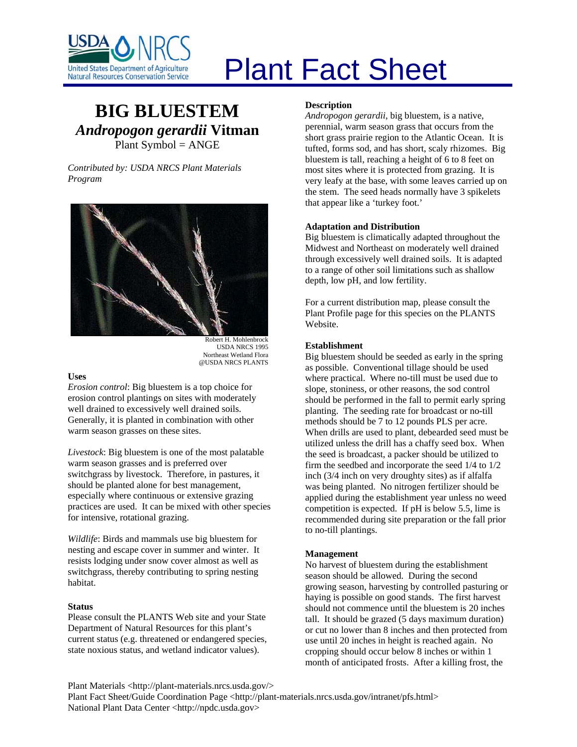# Plant Fact Sheet

## BIG BLUESTEM
## *Andropogon gerardii* Vitman

Plant Symbol = ANGE

*Contributed by: USDA NRCS Plant Materials Program*

Robert H. Mohlenbrock
USDA NRCS 1995
Northeast Wetland Flora
@USDA NRCS PLANTS

### Uses

*Erosion control*: Big bluestem is a top choice for erosion control plantings on sites with moderately well drained to excessively well drained soils. Generally, it is planted in combination with other warm season grasses on these sites.

*Livestock*: Big bluestem is one of the most palatable warm season grasses and is preferred over switchgrass by livestock. Therefore, in pastures, it should be planted alone for best management, especially where continuous or extensive grazing practices are used. It can be mixed with other species for intensive, rotational grazing.

*Wildlife*: Birds and mammals use big bluestem for nesting and escape cover in summer and winter. It resists lodging under snow cover almost as well as switchgrass, thereby contributing to spring nesting habitat.

### Status

Please consult the PLANTS Web site and your State Department of Natural Resources for this plant's current status (e.g. threatened or endangered species, state noxious status, and wetland indicator values).

### Description

*Andropogon gerardii*, big bluestem, is a native, perennial, warm season grass that occurs from the short grass prairie region to the Atlantic Ocean. It is tufted, forms sod, and has short, scaly rhizomes. Big bluestem is tall, reaching a height of 6 to 8 feet on most sites where it is protected from grazing. It is very leafy at the base, with some leaves carried up on the stem. The seed heads normally have 3 spikelets that appear like a 'turkey foot.'

### Adaptation and Distribution

Big bluestem is climatically adapted throughout the Midwest and Northeast on moderately well drained through excessively well drained soils. It is adapted to a range of other soil limitations such as shallow depth, low pH, and low fertility.

For a current distribution map, please consult the Plant Profile page for this species on the PLANTS Website.

### Establishment

Big bluestem should be seeded as early in the spring as possible. Conventional tillage should be used where practical. Where no-till must be used due to slope, stoniness, or other reasons, the sod control should be performed in the fall to permit early spring planting. The seeding rate for broadcast or no-till methods should be 7 to 12 pounds PLS per acre. When drills are used to plant, debearded seed must be utilized unless the drill has a chaffy seed box. When the seed is broadcast, a packer should be utilized to firm the seedbed and incorporate the seed 1/4 to 1/2 inch (3/4 inch on very droughty sites) as if alfalfa was being planted. No nitrogen fertilizer should be applied during the establishment year unless no weed competition is expected. If pH is below 5.5, lime is recommended during site preparation or the fall prior to no-till plantings.

### Management

No harvest of bluestem during the establishment season should be allowed. During the second growing season, harvesting by controlled pasturing or haying is possible on good stands. The first harvest should not commence until the bluestem is 20 inches tall. It should be grazed (5 days maximum duration) or cut no lower than 8 inches and then protected from use until 20 inches in height is reached again. No cropping should occur below 8 inches or within 1 month of anticipated frosts. After a killing frost, the

Plant Materials <http://plant-materials.nrcs.usda.gov/>
Plant Fact Sheet/Guide Coordination Page <http://plant-materials.nrcs.usda.gov/intranet/pfs.html>
National Plant Data Center <http://npdc.usda.gov>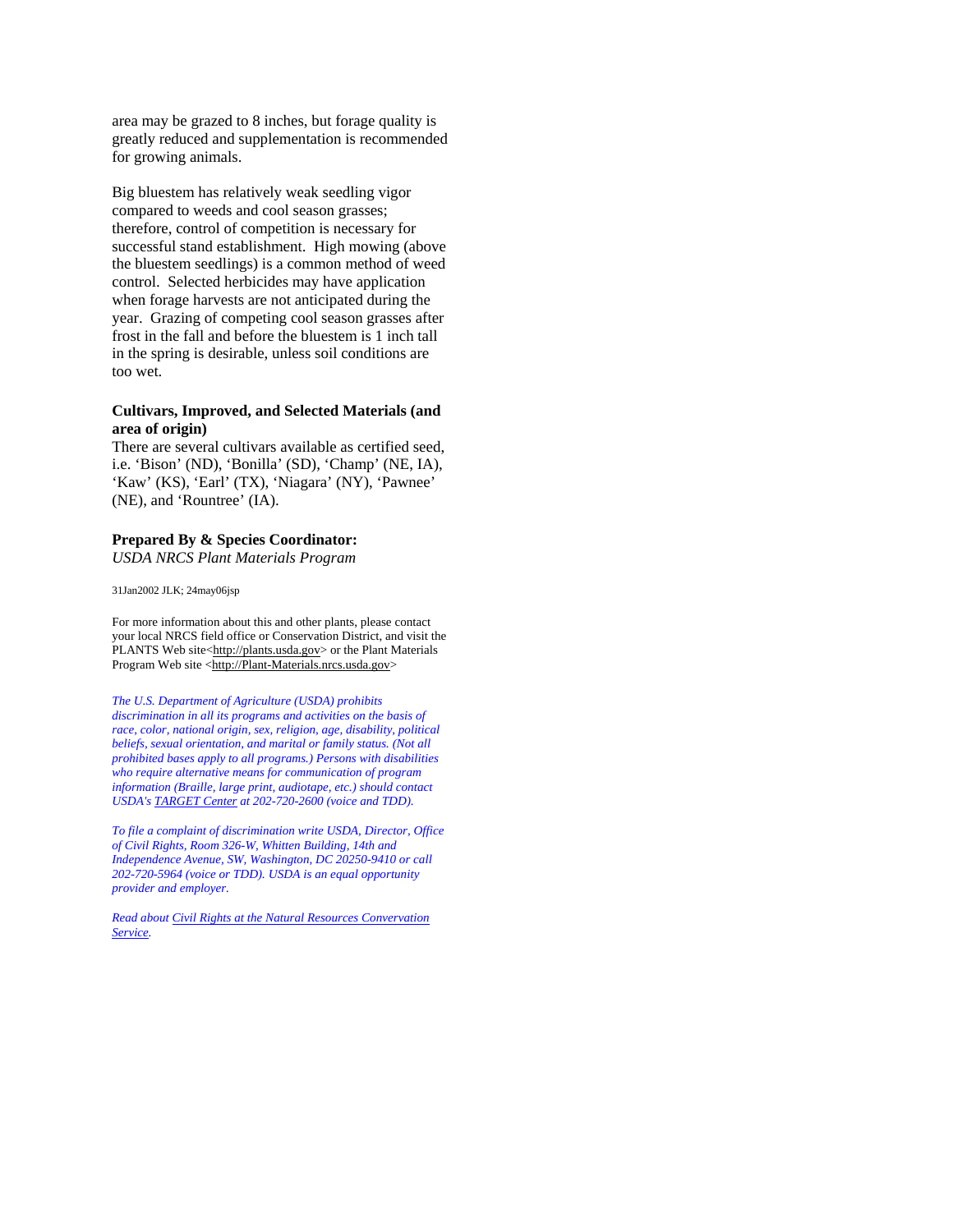area may be grazed to 8 inches, but forage quality is greatly reduced and supplementation is recommended for growing animals.

Big bluestem has relatively weak seedling vigor compared to weeds and cool season grasses; therefore, control of competition is necessary for successful stand establishment. High mowing (above the bluestem seedlings) is a common method of weed control. Selected herbicides may have application when forage harvests are not anticipated during the year. Grazing of competing cool season grasses after frost in the fall and before the bluestem is 1 inch tall in the spring is desirable, unless soil conditions are too wet.

**Cultivars, Improved, and Selected Materials (and area of origin)**

There are several cultivars available as certified seed, i.e. 'Bison' (ND), 'Bonilla' (SD), 'Champ' (NE, IA), 'Kaw' (KS), 'Earl' (TX), 'Niagara' (NY), 'Pawnee' (NE), and 'Rountree' (IA).

**Prepared By & Species Coordinator:**

*USDA NRCS Plant Materials Program*

31Jan2002 JLK; 24may06jsp

For more information about this and other plants, please contact your local NRCS field office or Conservation District, and visit the PLANTS Web site<http://plants.usda.gov> or the Plant Materials Program Web site <http://Plant-Materials.nrcs.usda.gov>

*The U.S. Department of Agriculture (USDA) prohibits discrimination in all its programs and activities on the basis of race, color, national origin, sex, religion, age, disability, political beliefs, sexual orientation, and marital or family status. (Not all prohibited bases apply to all programs.) Persons with disabilities who require alternative means for communication of program information (Braille, large print, audiotape, etc.) should contact USDA's TARGET Center at 202-720-2600 (voice and TDD).*

*To file a complaint of discrimination write USDA, Director, Office of Civil Rights, Room 326-W, Whitten Building, 14th and Independence Avenue, SW, Washington, DC 20250-9410 or call 202-720-5964 (voice or TDD). USDA is an equal opportunity provider and employer.*

*Read about Civil Rights at the Natural Resources Convervation Service.*